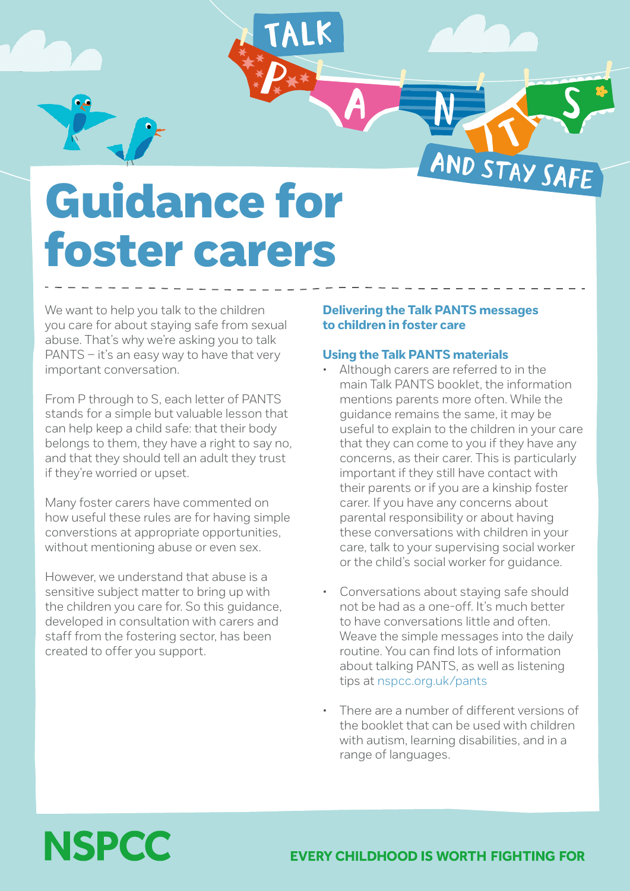TALK PANTS AND STAY SAFE

# Guidance for foster carers

We want to help you talk to the children you care for about staying safe from sexual abuse. That's why we're asking you to talk PANTS – it's an easy way to have that very important conversation.

From P through to S, each letter of PANTS stands for a simple but valuable lesson that can help keep a child safe: that their body belongs to them, they have a right to say no, and that they should tell an adult they trust if they're worried or upset.

Many foster carers have commented on how useful these rules are for having simple converstions at appropriate opportunities, without mentioning abuse or even sex.

However, we understand that abuse is a sensitive subject matter to bring up with the children you care for. So this guidance, developed in consultation with carers and staff from the fostering sector, has been created to offer you support.

## Delivering the Talk PANTS messages to children in foster care

### Using the Talk PANTS materials

- Although carers are referred to in the main Talk PANTS booklet, the information mentions parents more often. While the guidance remains the same, it may be useful to explain to the children in your care that they can come to you if they have any concerns, as their carer. This is particularly important if they still have contact with their parents or if you are a kinship foster carer. If you have any concerns about parental responsibility or about having these conversations with children in your care, talk to your supervising social worker or the child's social worker for guidance.
- Conversations about staying safe should not be had as a one-off. It's much better to have conversations little and often. Weave the simple messages into the daily routine. You can find lots of information about talking PANTS, as well as listening tips at nspcc.org.uk/pants
- There are a number of different versions of the booklet that can be used with children with autism, learning disabilities, and in a range of languages.

NSPCC

EVERY CHILDHOOD IS WORTH FIGHTING FOR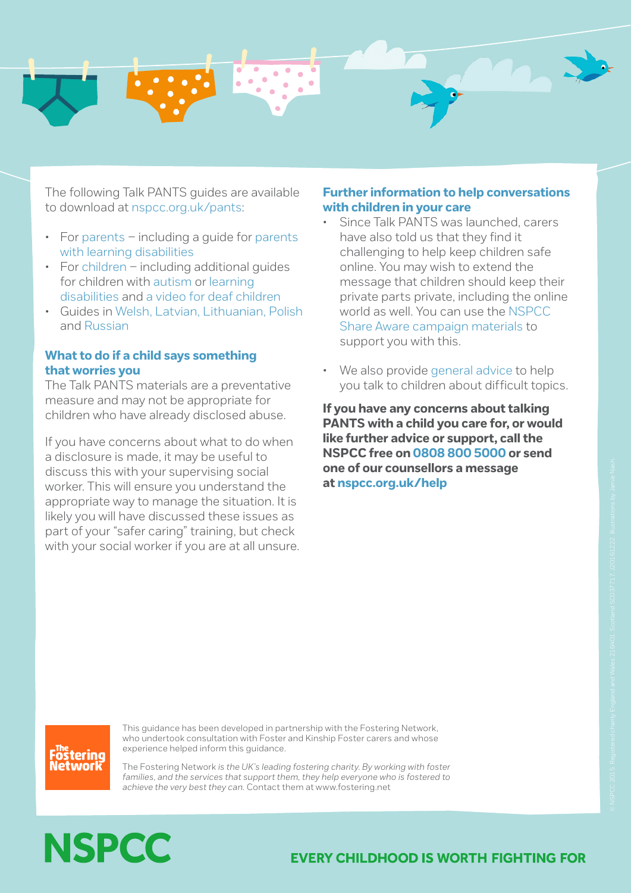The following Talk PANTS guides are available to download at nspcc.org.uk/pants:

- For parents – including a guide for parents with learning disabilities
- For children – including additional guides for children with autism or learning disabilities and a video for deaf children
- Guides in Welsh, Latvian, Lithuanian, Polish and Russian

## What to do if a child says something that worries you

The Talk PANTS materials are a preventative measure and may not be appropriate for children who have already disclosed abuse.

If you have concerns about what to do when a disclosure is made, it may be useful to discuss this with your supervising social worker. This will ensure you understand the appropriate way to manage the situation. It is likely you will have discussed these issues as part of your "safer caring" training, but check with your social worker if you are at all unsure.

## Further information to help conversations with children in your care

- Since Talk PANTS was launched, carers have also told us that they find it challenging to help keep children safe online. You may wish to extend the message that children should keep their private parts private, including the online world as well. You can use the NSPCC Share Aware campaign materials to support you with this.
- We also provide general advice to help you talk to children about difficult topics.

**If you have any concerns about talking PANTS with a child you care for, or would like further advice or support, call the NSPCC free on 0808 800 5000 or send one of our counsellors a message at nspcc.org.uk/help**

The Fostering Network

This guidance has been developed in partnership with the Fostering Network, who undertook consultation with Foster and Kinship Foster carers and whose experience helped inform this guidance.

The Fostering Network *is the UK's leading fostering charity. By working with foster families, and the services that support them, they help everyone who is fostered to achieve the very best they can.* Contact them at www.fostering.net

NSPCC

EVERY CHILDHOOD IS WORTH FIGHTING FOR

©NSPCC 2015. Registered charity England and Wales 216401. Scotland SC037717. 20161222. Illustrations by Jamie Nash